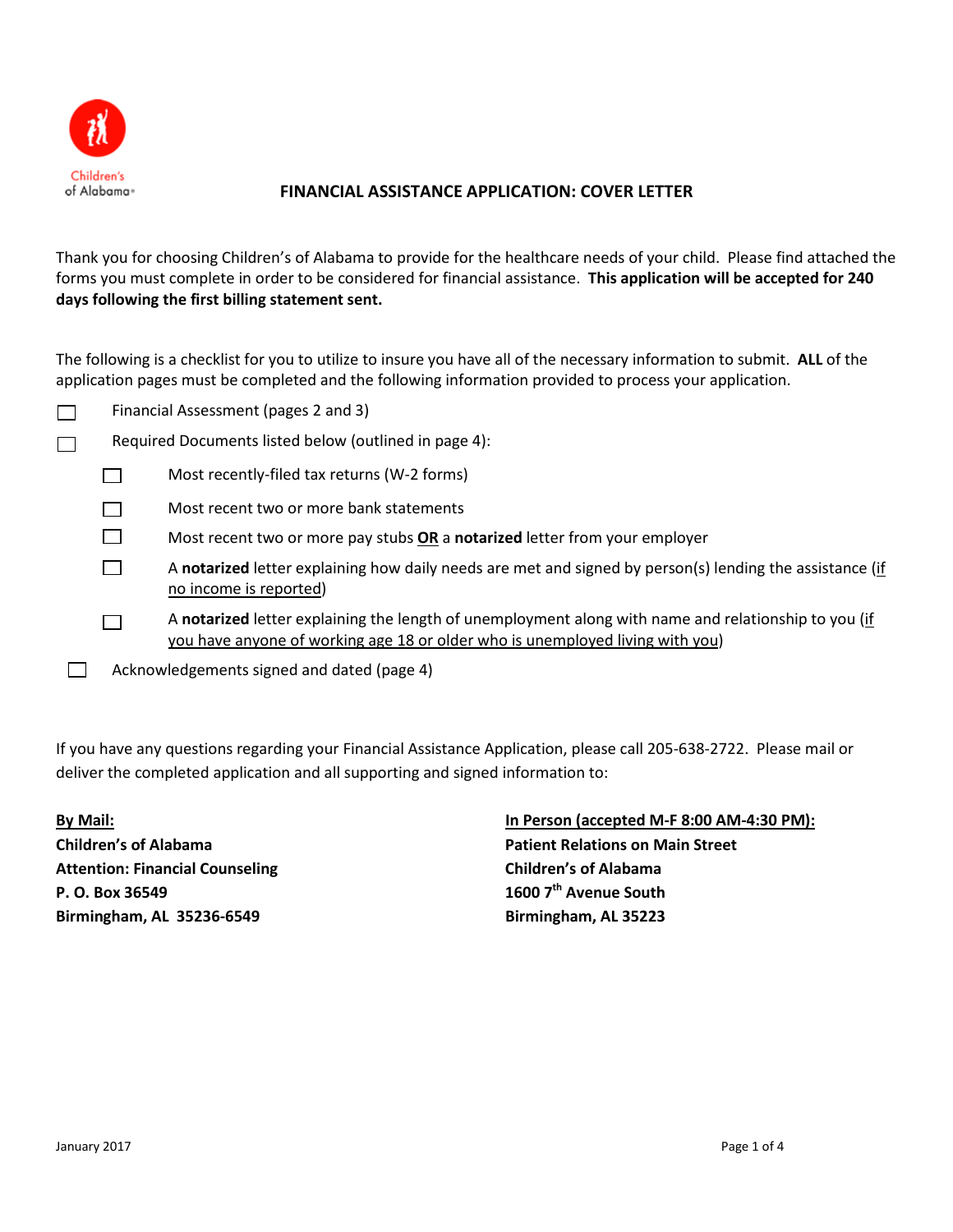Children's of Alabama

# FINANCIAL ASSISTANCE APPLICATION: COVER LETTER

Thank you for choosing Children's of Alabama to provide for the healthcare needs of your child. Please find attached the forms you must complete in order to be considered for financial assistance. **This application will be accepted for 240 days following the first billing statement sent.**

The following is a checklist for you to utilize to insure you have all of the necessary information to submit. **ALL** of the application pages must be completed and the following information provided to process your application.

- ☐ Financial Assessment (pages 2 and 3)
- ☐ Required Documents listed below (outlined in page 4):
  - ☐ Most recently-filed tax returns (W-2 forms)
  - ☐ Most recent two or more bank statements
  - ☐ Most recent two or more pay stubs **OR** a **notarized** letter from your employer
  - ☐ A **notarized** letter explaining how daily needs are met and signed by person(s) lending the assistance (if no income is reported)
  - ☐ A **notarized** letter explaining the length of unemployment along with name and relationship to you (if you have anyone of working age 18 or older who is unemployed living with you)
- ☐ Acknowledgements signed and dated (page 4)

If you have any questions regarding your Financial Assistance Application, please call 205-638-2722. Please mail or deliver the completed application and all supporting and signed information to:

**By Mail:**
**Children's of Alabama**
**Attention: Financial Counseling**
**P. O. Box 36549**
**Birmingham, AL 35236-6549**

**In Person (accepted M-F 8:00 AM-4:30 PM):**
**Patient Relations on Main Street**
**Children's of Alabama**
**1600 7th Avenue South**
**Birmingham, AL 35223**

January 2017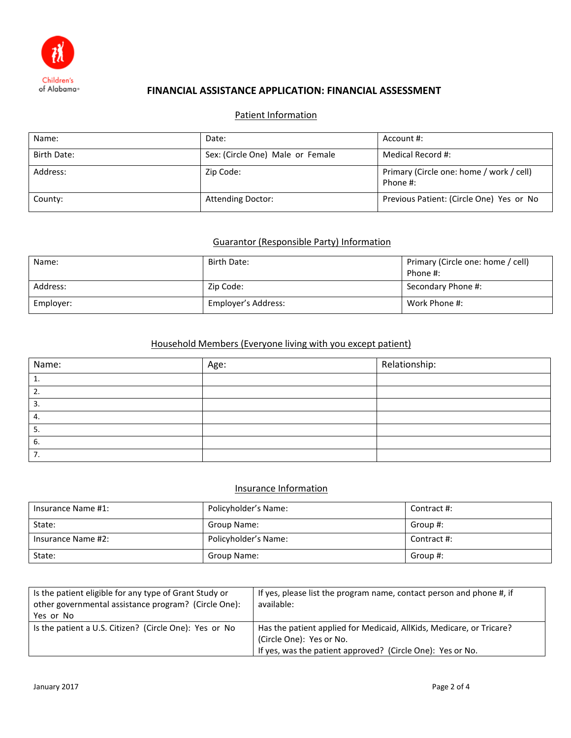Children's of Alabama

# FINANCIAL ASSISTANCE APPLICATION: FINANCIAL ASSESSMENT

## Patient Information

| Name: | Date: | Account #: |
|---|---|---|
| Birth Date: | Sex: (Circle One) Male or Female | Medical Record #: |
| Address: | Zip Code: | Primary (Circle one: home / work / cell) Phone #: |
| County: | Attending Doctor: | Previous Patient: (Circle One) Yes or No |

## Guarantor (Responsible Party) Information

| Name: | Birth Date: | Primary (Circle one: home / cell) Phone #: |
|---|---|---|
| Address: | Zip Code: | Secondary Phone #: |
| Employer: | Employer's Address: | Work Phone #: |

## Household Members (Everyone living with you except patient)

| Name: | Age: | Relationship: |
|---|---|---|
| 1. | | |
| 2. | | |
| 3. | | |
| 4. | | |
| 5. | | |
| 6. | | |
| 7. | | |

## Insurance Information

| Insurance Name #1: | Policyholder's Name: | Contract #: |
|---|---|---|
| State: | Group Name: | Group #: |
| Insurance Name #2: | Policyholder's Name: | Contract #: |
| State: | Group Name: | Group #: |

| Is the patient eligible for any type of Grant Study or other governmental assistance program? (Circle One): Yes or No | If yes, please list the program name, contact person and phone #, if available: |
|---|---|
| Is the patient a U.S. Citizen? (Circle One): Yes or No | Has the patient applied for Medicaid, AllKids, Medicare, or Tricare? (Circle One): Yes or No. If yes, was the patient approved? (Circle One): Yes or No. |

January 2017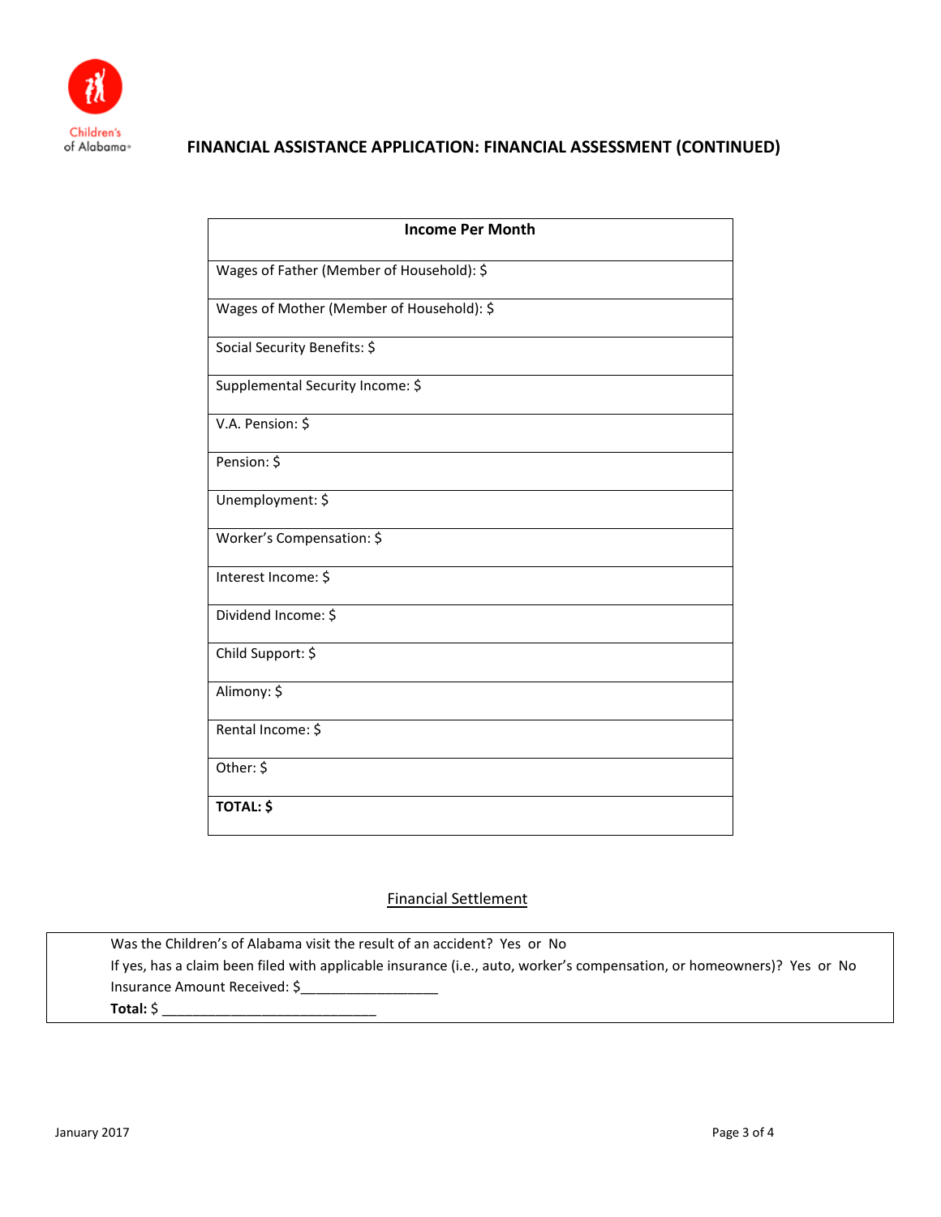# FINANCIAL ASSISTANCE APPLICATION: FINANCIAL ASSESSMENT (CONTINUED)

| Income Per Month |
|---|
| Wages of Father (Member of Household): $ |
| Wages of Mother (Member of Household): $ |
| Social Security Benefits: $ |
| Supplemental Security Income: $ |
| V.A. Pension: $ |
| Pension: $ |
| Unemployment: $ |
| Worker's Compensation: $ |
| Interest Income: $ |
| Dividend Income: $ |
| Child Support: $ |
| Alimony: $ |
| Rental Income: $ |
| Other: $ |
| **TOTAL: $** |

## Financial Settlement

Was the Children's of Alabama visit the result of an accident? Yes or No

If yes, has a claim been filed with applicable insurance (i.e., auto, worker's compensation, or homeowners)? Yes or No

Insurance Amount Received: $_________________

**Total:** $ ____________________________

January 2017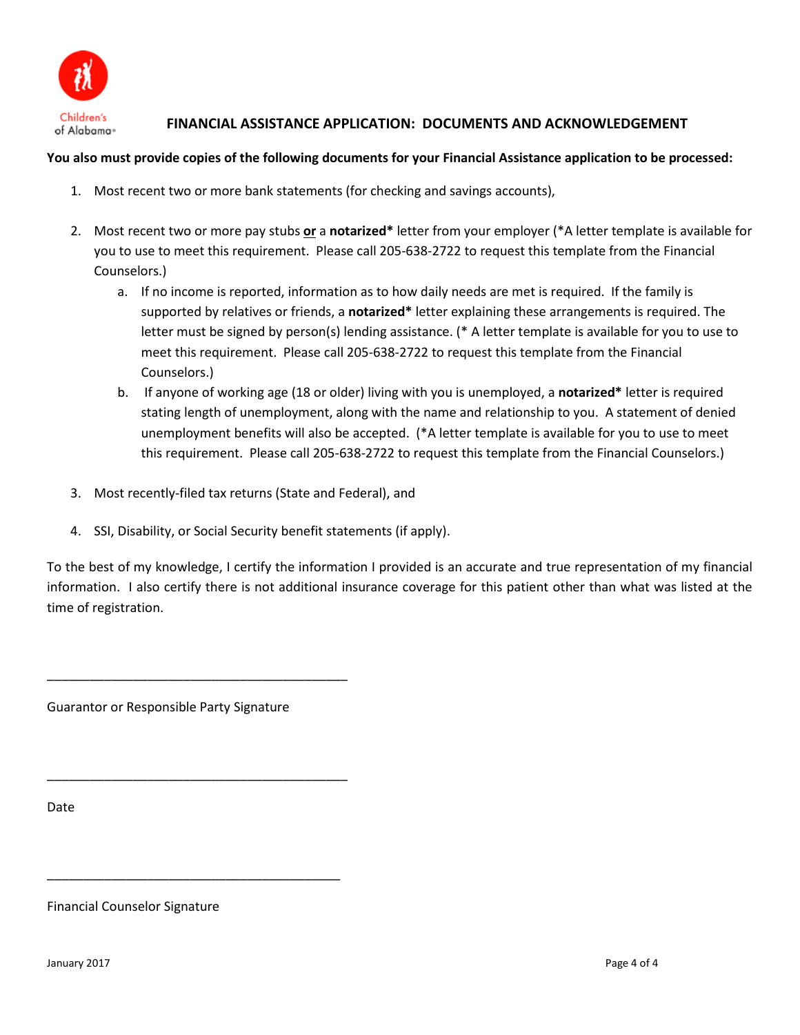# FINANCIAL ASSISTANCE APPLICATION: DOCUMENTS AND ACKNOWLEDGEMENT

**You also must provide copies of the following documents for your Financial Assistance application to be processed:**

1. Most recent two or more bank statements (for checking and savings accounts),

2. Most recent two or more pay stubs **or** a **notarized*** letter from your employer (*A letter template is available for you to use to meet this requirement. Please call 205-638-2722 to request this template from the Financial Counselors.)
   a. If no income is reported, information as to how daily needs are met is required. If the family is supported by relatives or friends, a **notarized*** letter explaining these arrangements is required. The letter must be signed by person(s) lending assistance. (* A letter template is available for you to use to meet this requirement. Please call 205-638-2722 to request this template from the Financial Counselors.)
   b. If anyone of working age (18 or older) living with you is unemployed, a **notarized*** letter is required stating length of unemployment, along with the name and relationship to you. A statement of denied unemployment benefits will also be accepted. (*A letter template is available for you to use to meet this requirement. Please call 205-638-2722 to request this template from the Financial Counselors.)

3. Most recently-filed tax returns (State and Federal), and

4. SSI, Disability, or Social Security benefit statements (if apply).

To the best of my knowledge, I certify the information I provided is an accurate and true representation of my financial information. I also certify there is not additional insurance coverage for this patient other than what was listed at the time of registration.

____________________________________________

Guarantor or Responsible Party Signature

____________________________________________

Date

____________________________________________

Financial Counselor Signature

January 2017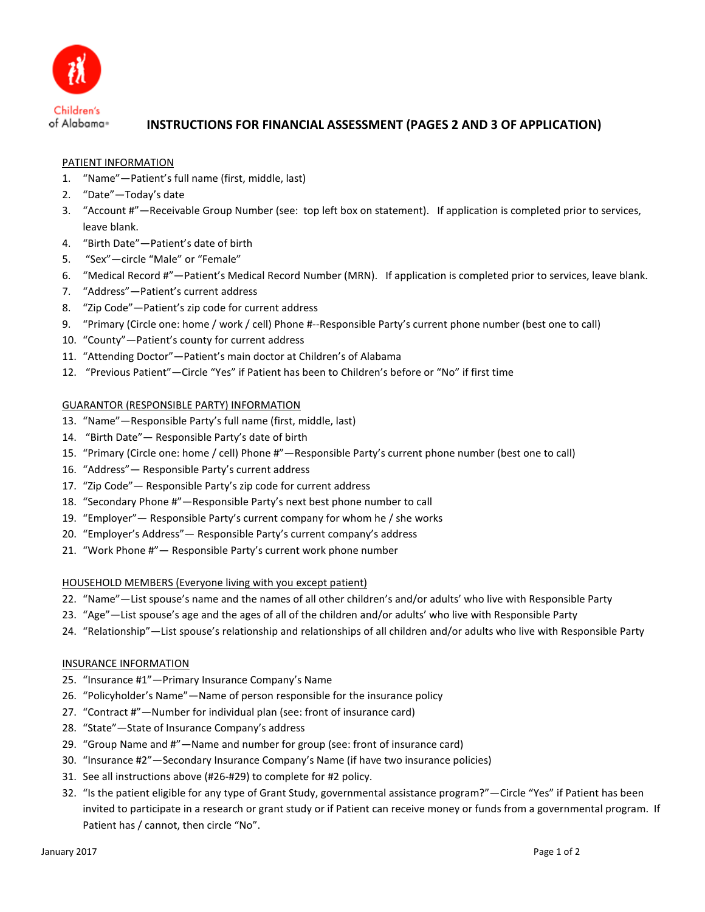Children's of Alabama

# INSTRUCTIONS FOR FINANCIAL ASSESSMENT (PAGES 2 AND 3 OF APPLICATION)

## PATIENT INFORMATION

1. "Name"—Patient's full name (first, middle, last)
2. "Date"—Today's date
3. "Account #"—Receivable Group Number (see: top left box on statement). If application is completed prior to services, leave blank.
4. "Birth Date"—Patient's date of birth
5. "Sex"—circle "Male" or "Female"
6. "Medical Record #"—Patient's Medical Record Number (MRN). If application is completed prior to services, leave blank.
7. "Address"—Patient's current address
8. "Zip Code"—Patient's zip code for current address
9. "Primary (Circle one: home / work / cell) Phone #--Responsible Party's current phone number (best one to call)
10. "County"—Patient's county for current address
11. "Attending Doctor"—Patient's main doctor at Children's of Alabama
12. "Previous Patient"—Circle "Yes" if Patient has been to Children's before or "No" if first time

## GUARANTOR (RESPONSIBLE PARTY) INFORMATION

13. "Name"—Responsible Party's full name (first, middle, last)
14. "Birth Date"— Responsible Party's date of birth
15. "Primary (Circle one: home / cell) Phone #"—Responsible Party's current phone number (best one to call)
16. "Address"— Responsible Party's current address
17. "Zip Code"— Responsible Party's zip code for current address
18. "Secondary Phone #"—Responsible Party's next best phone number to call
19. "Employer"— Responsible Party's current company for whom he / she works
20. "Employer's Address"— Responsible Party's current company's address
21. "Work Phone #"— Responsible Party's current work phone number

## HOUSEHOLD MEMBERS (Everyone living with you except patient)

22. "Name"—List spouse's name and the names of all other children's and/or adults' who live with Responsible Party
23. "Age"—List spouse's age and the ages of all of the children and/or adults' who live with Responsible Party
24. "Relationship"—List spouse's relationship and relationships of all children and/or adults who live with Responsible Party

## INSURANCE INFORMATION

25. "Insurance #1"—Primary Insurance Company's Name
26. "Policyholder's Name"—Name of person responsible for the insurance policy
27. "Contract #"—Number for individual plan (see: front of insurance card)
28. "State"—State of Insurance Company's address
29. "Group Name and #"—Name and number for group (see: front of insurance card)
30. "Insurance #2"—Secondary Insurance Company's Name (if have two insurance policies)
31. See all instructions above (#26-#29) to complete for #2 policy.
32. "Is the patient eligible for any type of Grant Study, governmental assistance program?"—Circle "Yes" if Patient has been invited to participate in a research or grant study or if Patient can receive money or funds from a governmental program. If Patient has / cannot, then circle "No".

January 2017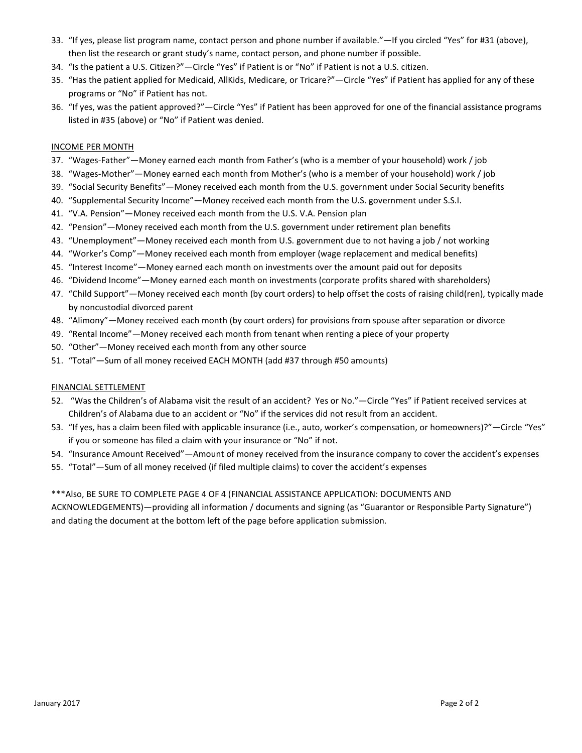33. "If yes, please list program name, contact person and phone number if available."—If you circled "Yes" for #31 (above), then list the research or grant study's name, contact person, and phone number if possible.
34. "Is the patient a U.S. Citizen?"—Circle "Yes" if Patient is or "No" if Patient is not a U.S. citizen.
35. "Has the patient applied for Medicaid, AllKids, Medicare, or Tricare?"—Circle "Yes" if Patient has applied for any of these programs or "No" if Patient has not.
36. "If yes, was the patient approved?"—Circle "Yes" if Patient has been approved for one of the financial assistance programs listed in #35 (above) or "No" if Patient was denied.

INCOME PER MONTH

37. "Wages-Father"—Money earned each month from Father's (who is a member of your household) work / job
38. "Wages-Mother"—Money earned each month from Mother's (who is a member of your household) work / job
39. "Social Security Benefits"—Money received each month from the U.S. government under Social Security benefits
40. "Supplemental Security Income"—Money received each month from the U.S. government under S.S.I.
41. "V.A. Pension"—Money received each month from the U.S. V.A. Pension plan
42. "Pension"—Money received each month from the U.S. government under retirement plan benefits
43. "Unemployment"—Money received each month from U.S. government due to not having a job / not working
44. "Worker's Comp"—Money received each month from employer (wage replacement and medical benefits)
45. "Interest Income"—Money earned each month on investments over the amount paid out for deposits
46. "Dividend Income"—Money earned each month on investments (corporate profits shared with shareholders)
47. "Child Support"—Money received each month (by court orders) to help offset the costs of raising child(ren), typically made by noncustodial divorced parent
48. "Alimony"—Money received each month (by court orders) for provisions from spouse after separation or divorce
49. "Rental Income"—Money received each month from tenant when renting a piece of your property
50. "Other"—Money received each month from any other source
51. "Total"—Sum of all money received EACH MONTH (add #37 through #50 amounts)

FINANCIAL SETTLEMENT

52. "Was the Children's of Alabama visit the result of an accident? Yes or No."—Circle "Yes" if Patient received services at Children's of Alabama due to an accident or "No" if the services did not result from an accident.
53. "If yes, has a claim been filed with applicable insurance (i.e., auto, worker's compensation, or homeowners)?"—Circle "Yes" if you or someone has filed a claim with your insurance or "No" if not.
54. "Insurance Amount Received"—Amount of money received from the insurance company to cover the accident's expenses
55. "Total"—Sum of all money received (if filed multiple claims) to cover the accident's expenses

***Also, BE SURE TO COMPLETE PAGE 4 OF 4 (FINANCIAL ASSISTANCE APPLICATION: DOCUMENTS AND ACKNOWLEDGEMENTS)—providing all information / documents and signing (as "Guarantor or Responsible Party Signature") and dating the document at the bottom left of the page before application submission.

January 2017